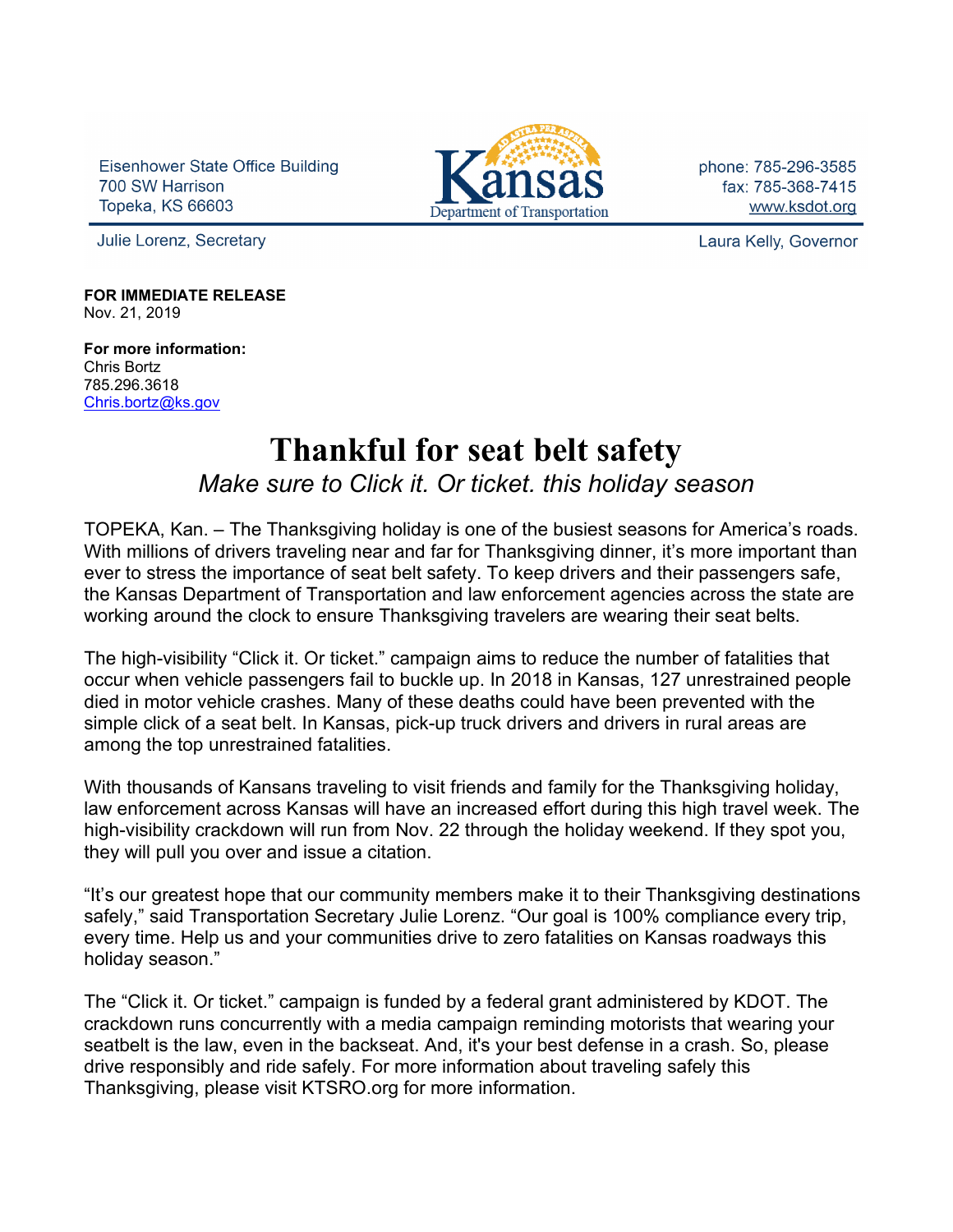Eisenhower State Office Building
700 SW Harrison
Topeka, KS 66603

Kansas Department of Transportation

phone: 785-296-3585
fax: 785-368-7415
www.ksdot.org

Julie Lorenz, Secretary

Laura Kelly, Governor

**FOR IMMEDIATE RELEASE**
Nov. 21, 2019

**For more information:**
Chris Bortz
785.296.3618
Chris.bortz@ks.gov

# Thankful for seat belt safety

*Make sure to Click it. Or ticket. this holiday season*

TOPEKA, Kan. – The Thanksgiving holiday is one of the busiest seasons for America's roads. With millions of drivers traveling near and far for Thanksgiving dinner, it's more important than ever to stress the importance of seat belt safety. To keep drivers and their passengers safe, the Kansas Department of Transportation and law enforcement agencies across the state are working around the clock to ensure Thanksgiving travelers are wearing their seat belts.

The high-visibility "Click it. Or ticket." campaign aims to reduce the number of fatalities that occur when vehicle passengers fail to buckle up. In 2018 in Kansas, 127 unrestrained people died in motor vehicle crashes. Many of these deaths could have been prevented with the simple click of a seat belt. In Kansas, pick-up truck drivers and drivers in rural areas are among the top unrestrained fatalities.

With thousands of Kansans traveling to visit friends and family for the Thanksgiving holiday, law enforcement across Kansas will have an increased effort during this high travel week. The high-visibility crackdown will run from Nov. 22 through the holiday weekend. If they spot you, they will pull you over and issue a citation.

"It's our greatest hope that our community members make it to their Thanksgiving destinations safely," said Transportation Secretary Julie Lorenz. "Our goal is 100% compliance every trip, every time. Help us and your communities drive to zero fatalities on Kansas roadways this holiday season."

The "Click it. Or ticket." campaign is funded by a federal grant administered by KDOT. The crackdown runs concurrently with a media campaign reminding motorists that wearing your seatbelt is the law, even in the backseat. And, it's your best defense in a crash. So, please drive responsibly and ride safely. For more information about traveling safely this Thanksgiving, please visit KTSRO.org for more information.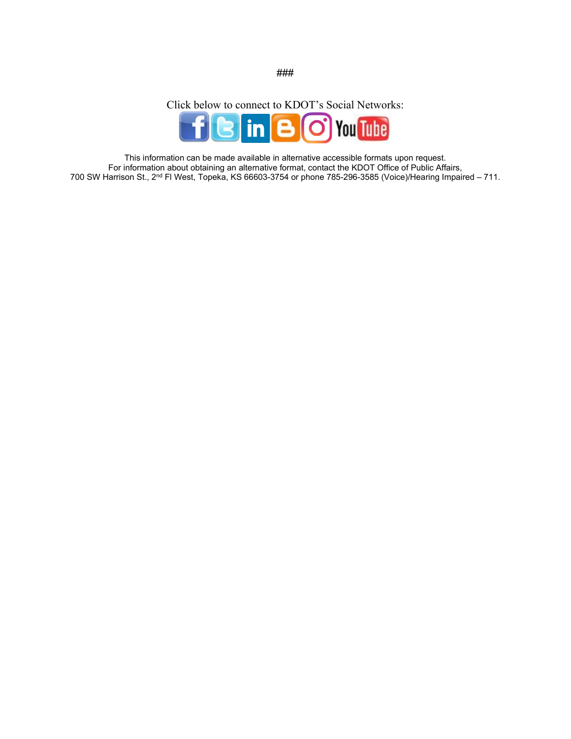###

Click below to connect to KDOT's Social Networks:

This information can be made available in alternative accessible formats upon request.
For information about obtaining an alternative format, contact the KDOT Office of Public Affairs,
700 SW Harrison St., 2nd Fl West, Topeka, KS 66603-3754 or phone 785-296-3585 (Voice)/Hearing Impaired – 711.